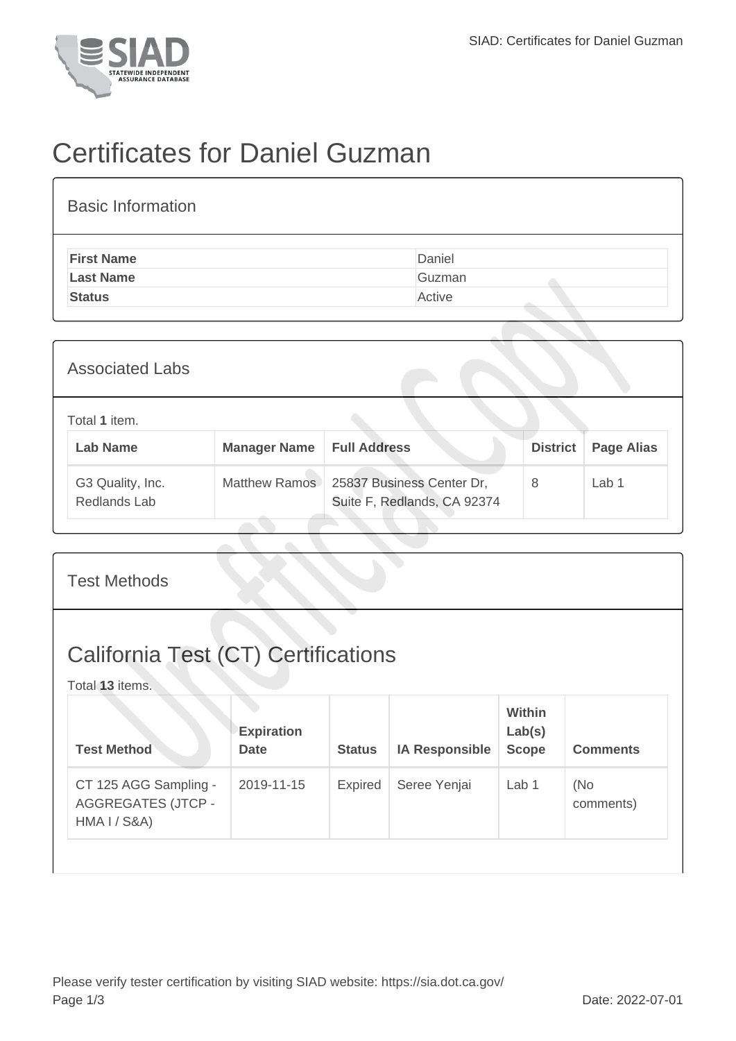# Certificates for Daniel Guzman

## Basic Information

| | |
|---|---|
| **First Name** | Daniel |
| **Last Name** | Guzman |
| **Status** | Active |

## Associated Labs

Total **1** item.

| Lab Name | Manager Name | Full Address | District | Page Alias |
|---|---|---|---|---|
| G3 Quality, Inc. Redlands Lab | Matthew Ramos | 25837 Business Center Dr, Suite F, Redlands, CA 92374 | 8 | Lab 1 |

## Test Methods

## California Test (CT) Certifications

Total **13** items.

| Test Method | Expiration Date | Status | IA Responsible | Within Lab(s) Scope | Comments |
|---|---|---|---|---|---|
| CT 125 AGG Sampling - AGGREGATES (JTCP - HMA I / S&A) | 2019-11-15 | Expired | Seree Yenjai | Lab 1 | (No comments) |

Please verify tester certification by visiting SIAD website: https://sia.dot.ca.gov/

Date: 2022-07-01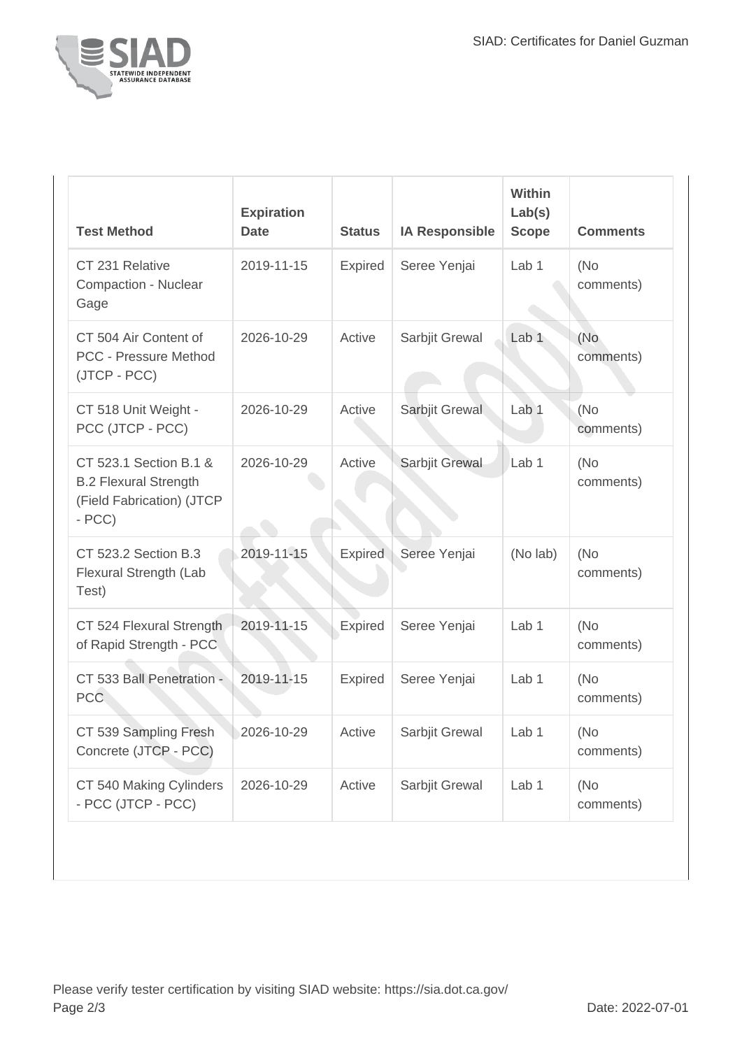| Test Method | Expiration Date | Status | IA Responsible | Within Lab(s) Scope | Comments |
| --- | --- | --- | --- | --- | --- |
| CT 231 Relative Compaction - Nuclear Gage | 2019-11-15 | Expired | Seree Yenjai | Lab 1 | (No comments) |
| CT 504 Air Content of PCC - Pressure Method (JTCP - PCC) | 2026-10-29 | Active | Sarbjit Grewal | Lab 1 | (No comments) |
| CT 518 Unit Weight - PCC (JTCP - PCC) | 2026-10-29 | Active | Sarbjit Grewal | Lab 1 | (No comments) |
| CT 523.1 Section B.1 & B.2 Flexural Strength (Field Fabrication) (JTCP - PCC) | 2026-10-29 | Active | Sarbjit Grewal | Lab 1 | (No comments) |
| CT 523.2 Section B.3 Flexural Strength (Lab Test) | 2019-11-15 | Expired | Seree Yenjai | (No lab) | (No comments) |
| CT 524 Flexural Strength of Rapid Strength - PCC | 2019-11-15 | Expired | Seree Yenjai | Lab 1 | (No comments) |
| CT 533 Ball Penetration - PCC | 2019-11-15 | Expired | Seree Yenjai | Lab 1 | (No comments) |
| CT 539 Sampling Fresh Concrete (JTCP - PCC) | 2026-10-29 | Active | Sarbjit Grewal | Lab 1 | (No comments) |
| CT 540 Making Cylinders - PCC (JTCP - PCC) | 2026-10-29 | Active | Sarbjit Grewal | Lab 1 | (No comments) |

Please verify tester certification by visiting SIAD website: https://sia.dot.ca.gov/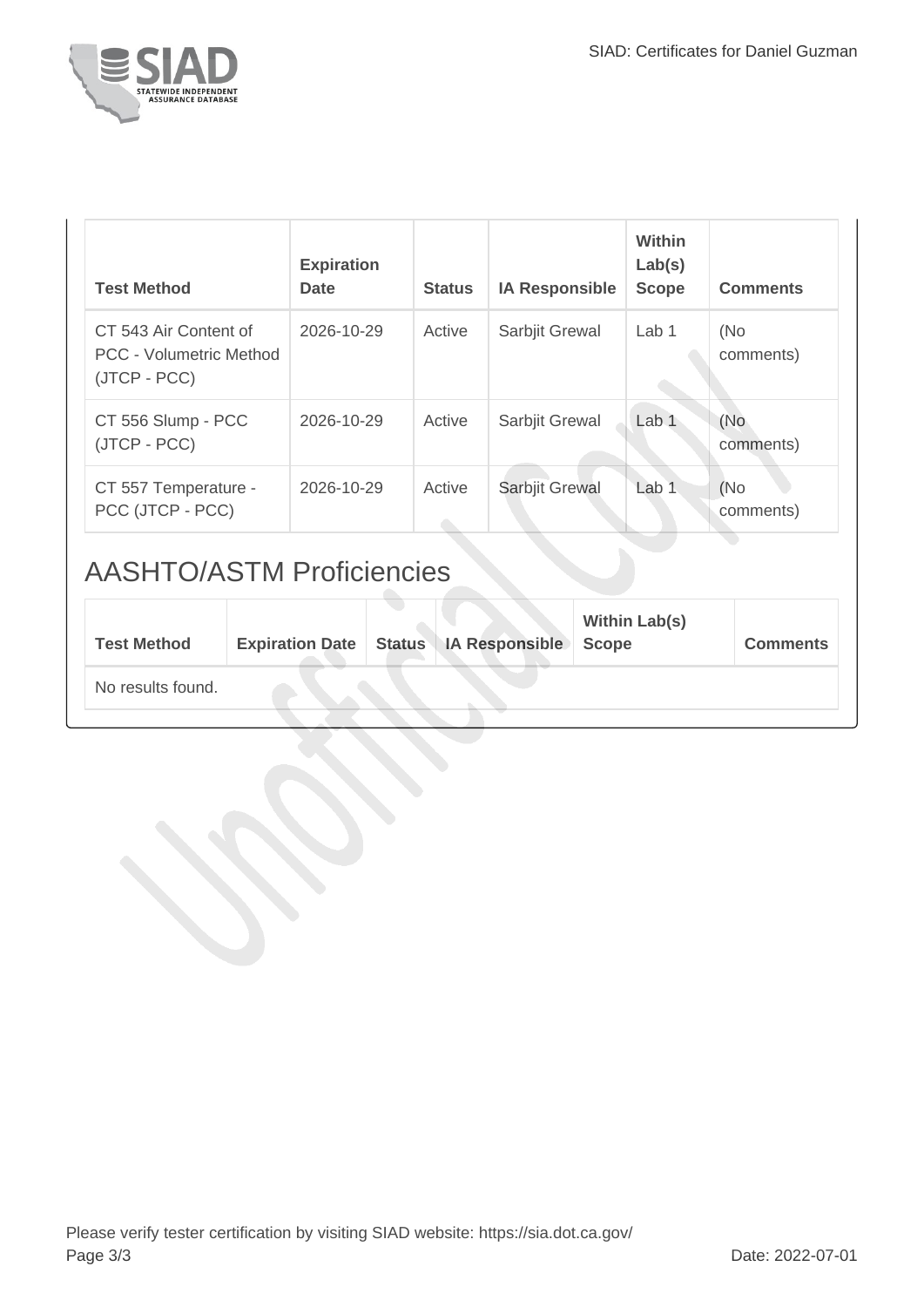| Test Method | Expiration Date | Status | IA Responsible | Within Lab(s) Scope | Comments |
| --- | --- | --- | --- | --- | --- |
| CT 543 Air Content of PCC - Volumetric Method (JTCP - PCC) | 2026-10-29 | Active | Sarbjit Grewal | Lab 1 | (No comments) |
| CT 556 Slump - PCC (JTCP - PCC) | 2026-10-29 | Active | Sarbjit Grewal | Lab 1 | (No comments) |
| CT 557 Temperature - PCC (JTCP - PCC) | 2026-10-29 | Active | Sarbjit Grewal | Lab 1 | (No comments) |

## AASHTO/ASTM Proficiencies

| Test Method | Expiration Date | Status | IA Responsible | Within Lab(s) Scope | Comments |
| --- | --- | --- | --- | --- | --- |
| No results found. | | | | | |

Please verify tester certification by visiting SIAD website: https://sia.dot.ca.gov/

Date: 2022-07-01